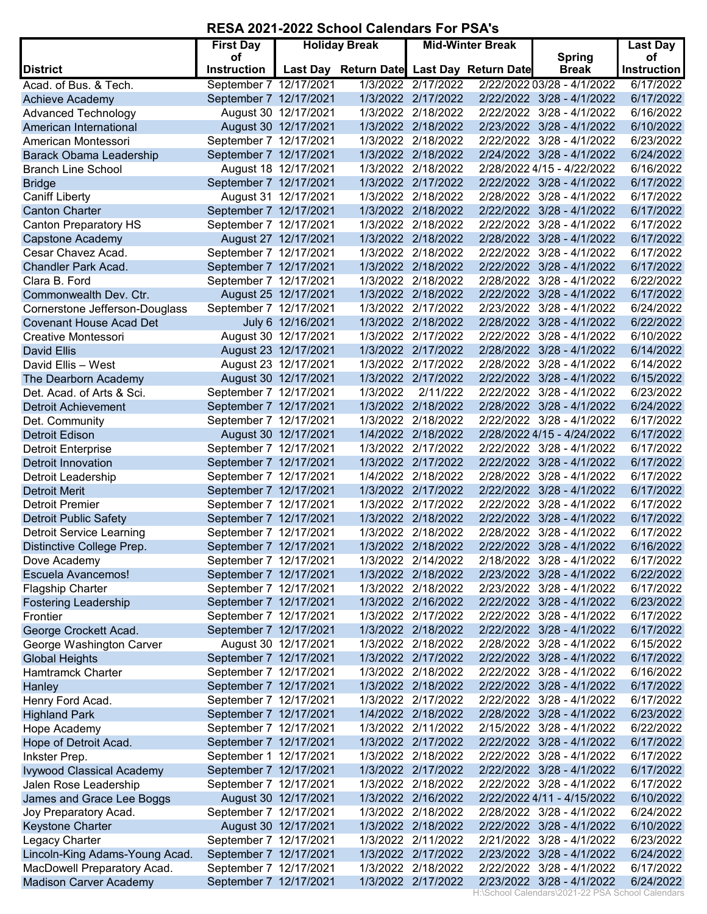# RESA 2021-2022 School Calendars For PSA's

| District | First Day of Instruction | Holiday Break | | Mid-Winter Break | | Spring Break | Last Day of Instruction |
|---|---|---|---|---|---|---|---|
| | | Last Day | Return Date | Last Day | Return Date | | |
| Acad. of Bus. & Tech. | September 7 | 12/17/2021 | 1/3/2022 | 2/17/2022 | 2/22/2022 | 03/28 - 4/1/2022 | 6/17/2022 |
| Achieve Academy | September 7 | 12/17/2021 | 1/3/2022 | 2/17/2022 | 2/22/2022 | 3/28 - 4/1/2022 | 6/17/2022 |
| Advanced Technology | August 30 | 12/17/2021 | 1/3/2022 | 2/18/2022 | 2/22/2022 | 3/28 - 4/1/2022 | 6/16/2022 |
| American International | August 30 | 12/17/2021 | 1/3/2022 | 2/18/2022 | 2/23/2022 | 3/28 - 4/1/2022 | 6/10/2022 |
| American Montessori | September 7 | 12/17/2021 | 1/3/2022 | 2/18/2022 | 2/22/2022 | 3/28 - 4/1/2022 | 6/23/2022 |
| Barack Obama Leadership | September 7 | 12/17/2021 | 1/3/2022 | 2/18/2022 | 2/24/2022 | 3/28 - 4/1/2022 | 6/24/2022 |
| Branch Line School | August 18 | 12/17/2021 | 1/3/2022 | 2/18/2022 | 2/28/2022 | 4/15 - 4/22/2022 | 6/16/2022 |
| Bridge | September 7 | 12/17/2021 | 1/3/2022 | 2/17/2022 | 2/22/2022 | 3/28 - 4/1/2022 | 6/17/2022 |
| Caniff Liberty | August 31 | 12/17/2021 | 1/3/2022 | 2/18/2022 | 2/28/2022 | 3/28 - 4/1/2022 | 6/17/2022 |
| Canton Charter | September 7 | 12/17/2021 | 1/3/2022 | 2/18/2022 | 2/22/2022 | 3/28 - 4/1/2022 | 6/17/2022 |
| Canton Preparatory HS | September 7 | 12/17/2021 | 1/3/2022 | 2/18/2022 | 2/22/2022 | 3/28 - 4/1/2022 | 6/17/2022 |
| Capstone Academy | August 27 | 12/17/2021 | 1/3/2022 | 2/18/2022 | 2/28/2022 | 3/28 - 4/1/2022 | 6/17/2022 |
| Cesar Chavez Acad. | September 7 | 12/17/2021 | 1/3/2022 | 2/18/2022 | 2/22/2022 | 3/28 - 4/1/2022 | 6/17/2022 |
| Chandler Park Acad. | September 7 | 12/17/2021 | 1/3/2022 | 2/18/2022 | 2/22/2022 | 3/28 - 4/1/2022 | 6/17/2022 |
| Clara B. Ford | September 7 | 12/17/2021 | 1/3/2022 | 2/18/2022 | 2/28/2022 | 3/28 - 4/1/2022 | 6/22/2022 |
| Commonwealth Dev. Ctr. | August 25 | 12/17/2021 | 1/3/2022 | 2/18/2022 | 2/22/2022 | 3/28 - 4/1/2022 | 6/17/2022 |
| Cornerstone Jefferson-Douglass | September 7 | 12/17/2021 | 1/3/2022 | 2/17/2022 | 2/23/2022 | 3/28 - 4/1/2022 | 6/24/2022 |
| Covenant House Acad Det | July 6 | 12/16/2021 | 1/3/2022 | 2/18/2022 | 2/28/2022 | 3/28 - 4/1/2022 | 6/22/2022 |
| Creative Montessori | August 30 | 12/17/2021 | 1/3/2022 | 2/17/2022 | 2/22/2022 | 3/28 - 4/1/2022 | 6/10/2022 |
| David Ellis | August 23 | 12/17/2021 | 1/3/2022 | 2/17/2022 | 2/28/2022 | 3/28 - 4/1/2022 | 6/14/2022 |
| David Ellis – West | August 23 | 12/17/2021 | 1/3/2022 | 2/17/2022 | 2/28/2022 | 3/28 - 4/1/2022 | 6/14/2022 |
| The Dearborn Academy | August 30 | 12/17/2021 | 1/3/2022 | 2/17/2022 | 2/22/2022 | 3/28 - 4/1/2022 | 6/15/2022 |
| Det. Acad. of Arts & Sci. | September 7 | 12/17/2021 | 1/3/2022 | 2/11/222 | 2/22/2022 | 3/28 - 4/1/2022 | 6/23/2022 |
| Detroit Achievement | September 7 | 12/17/2021 | 1/3/2022 | 2/18/2022 | 2/28/2022 | 3/28 - 4/1/2022 | 6/24/2022 |
| Det. Community | September 7 | 12/17/2021 | 1/3/2022 | 2/18/2022 | 2/22/2022 | 3/28 - 4/1/2022 | 6/17/2022 |
| Detroit Edison | August 30 | 12/17/2021 | 1/4/2022 | 2/18/2022 | 2/28/2022 | 4/15 - 4/24/2022 | 6/17/2022 |
| Detroit Enterprise | September 7 | 12/17/2021 | 1/3/2022 | 2/17/2022 | 2/22/2022 | 3/28 - 4/1/2022 | 6/17/2022 |
| Detroit Innovation | September 7 | 12/17/2021 | 1/3/2022 | 2/17/2022 | 2/22/2022 | 3/28 - 4/1/2022 | 6/17/2022 |
| Detroit Leadership | September 7 | 12/17/2021 | 1/4/2022 | 2/18/2022 | 2/28/2022 | 3/28 - 4/1/2022 | 6/17/2022 |
| Detroit Merit | September 7 | 12/17/2021 | 1/3/2022 | 2/17/2022 | 2/22/2022 | 3/28 - 4/1/2022 | 6/17/2022 |
| Detroit Premier | September 7 | 12/17/2021 | 1/3/2022 | 2/17/2022 | 2/22/2022 | 3/28 - 4/1/2022 | 6/17/2022 |
| Detroit Public Safety | September 7 | 12/17/2021 | 1/3/2022 | 2/18/2022 | 2/22/2022 | 3/28 - 4/1/2022 | 6/17/2022 |
| Detroit Service Learning | September 7 | 12/17/2021 | 1/3/2022 | 2/18/2022 | 2/28/2022 | 3/28 - 4/1/2022 | 6/17/2022 |
| Distinctive College Prep. | September 7 | 12/17/2021 | 1/3/2022 | 2/18/2022 | 2/22/2022 | 3/28 - 4/1/2022 | 6/16/2022 |
| Dove Academy | September 7 | 12/17/2021 | 1/3/2022 | 2/14/2022 | 2/18/2022 | 3/28 - 4/1/2022 | 6/17/2022 |
| Escuela Avancemos! | September 7 | 12/17/2021 | 1/3/2022 | 2/18/2022 | 2/23/2022 | 3/28 - 4/1/2022 | 6/22/2022 |
| Flagship Charter | September 7 | 12/17/2021 | 1/3/2022 | 2/18/2022 | 2/23/2022 | 3/28 - 4/1/2022 | 6/17/2022 |
| Fostering Leadership | September 7 | 12/17/2021 | 1/3/2022 | 2/16/2022 | 2/22/2022 | 3/28 - 4/1/2022 | 6/23/2022 |
| Frontier | September 7 | 12/17/2021 | 1/3/2022 | 2/17/2022 | 2/22/2022 | 3/28 - 4/1/2022 | 6/17/2022 |
| George Crockett Acad. | September 7 | 12/17/2021 | 1/3/2022 | 2/18/2022 | 2/22/2022 | 3/28 - 4/1/2022 | 6/17/2022 |
| George Washington Carver | August 30 | 12/17/2021 | 1/3/2022 | 2/18/2022 | 2/28/2022 | 3/28 - 4/1/2022 | 6/15/2022 |
| Global Heights | September 7 | 12/17/2021 | 1/3/2022 | 2/17/2022 | 2/22/2022 | 3/28 - 4/1/2022 | 6/17/2022 |
| Hamtramck Charter | September 7 | 12/17/2021 | 1/3/2022 | 2/18/2022 | 2/22/2022 | 3/28 - 4/1/2022 | 6/16/2022 |
| Hanley | September 7 | 12/17/2021 | 1/3/2022 | 2/18/2022 | 2/22/2022 | 3/28 - 4/1/2022 | 6/17/2022 |
| Henry Ford Acad. | September 7 | 12/17/2021 | 1/3/2022 | 2/17/2022 | 2/22/2022 | 3/28 - 4/1/2022 | 6/17/2022 |
| Highland Park | September 7 | 12/17/2021 | 1/4/2022 | 2/18/2022 | 2/28/2022 | 3/28 - 4/1/2022 | 6/23/2022 |
| Hope Academy | September 7 | 12/17/2021 | 1/3/2022 | 2/11/2022 | 2/15/2022 | 3/28 - 4/1/2022 | 6/22/2022 |
| Hope of Detroit Acad. | September 7 | 12/17/2021 | 1/3/2022 | 2/17/2022 | 2/22/2022 | 3/28 - 4/1/2022 | 6/17/2022 |
| Inkster Prep. | September 1 | 12/17/2021 | 1/3/2022 | 2/18/2022 | 2/22/2022 | 3/28 - 4/1/2022 | 6/17/2022 |
| Ivywood Classical Academy | September 7 | 12/17/2021 | 1/3/2022 | 2/17/2022 | 2/22/2022 | 3/28 - 4/1/2022 | 6/17/2022 |
| Jalen Rose Leadership | September 7 | 12/17/2021 | 1/3/2022 | 2/18/2022 | 2/22/2022 | 3/28 - 4/1/2022 | 6/17/2022 |
| James and Grace Lee Boggs | August 30 | 12/17/2021 | 1/3/2022 | 2/16/2022 | 2/22/2022 | 4/11 - 4/15/2022 | 6/10/2022 |
| Joy Preparatory Acad. | September 7 | 12/17/2021 | 1/3/2022 | 2/18/2022 | 2/28/2022 | 3/28 - 4/1/2022 | 6/24/2022 |
| Keystone Charter | August 30 | 12/17/2021 | 1/3/2022 | 2/18/2022 | 2/22/2022 | 3/28 - 4/1/2022 | 6/10/2022 |
| Legacy Charter | September 7 | 12/17/2021 | 1/3/2022 | 2/11/2022 | 2/21/2022 | 3/28 - 4/1/2022 | 6/23/2022 |
| Lincoln-King Adams-Young Acad. | September 7 | 12/17/2021 | 1/3/2022 | 2/17/2022 | 2/23/2022 | 3/28 - 4/1/2022 | 6/24/2022 |
| MacDowell Preparatory Acad. | September 7 | 12/17/2021 | 1/3/2022 | 2/18/2022 | 2/22/2022 | 3/28 - 4/1/2022 | 6/17/2022 |
| Madison Carver Academy | September 7 | 12/17/2021 | 1/3/2022 | 2/17/2022 | 2/23/2022 | 3/28 - 4/1/2022 | 6/24/2022 |

H:\School Calendars\2021-22 PSA School Calendars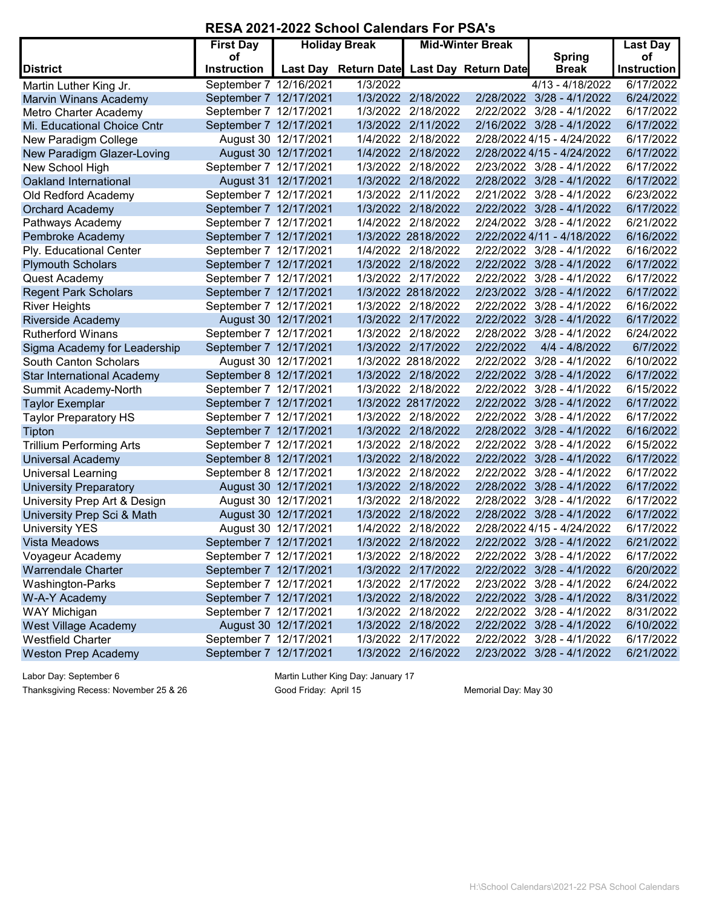# RESA 2021-2022 School Calendars For PSA's

| District | First Day of Instruction | Holiday Break | | Mid-Winter Break | | Spring Break | Last Day of Instruction |
|---|---|---|---|---|---|---|---|
| | | Last Day | Return Date | Last Day | Return Date | | |
| Martin Luther King Jr. | September 7 | 12/16/2021 | 1/3/2022 | | | 4/13 - 4/18/2022 | 6/17/2022 |
| Marvin Winans Academy | September 7 | 12/17/2021 | 1/3/2022 | 2/18/2022 | 2/28/2022 | 3/28 - 4/1/2022 | 6/24/2022 |
| Metro Charter Academy | September 7 | 12/17/2021 | 1/3/2022 | 2/18/2022 | 2/22/2022 | 3/28 - 4/1/2022 | 6/17/2022 |
| Mi. Educational Choice Cntr | September 7 | 12/17/2021 | 1/3/2022 | 2/11/2022 | 2/16/2022 | 3/28 - 4/1/2022 | 6/17/2022 |
| New Paradigm College | August 30 | 12/17/2021 | 1/4/2022 | 2/18/2022 | 2/28/2022 | 4/15 - 4/24/2022 | 6/17/2022 |
| New Paradigm Glazer-Loving | August 30 | 12/17/2021 | 1/4/2022 | 2/18/2022 | 2/28/2022 | 4/15 - 4/24/2022 | 6/17/2022 |
| New School High | September 7 | 12/17/2021 | 1/3/2022 | 2/18/2022 | 2/23/2022 | 3/28 - 4/1/2022 | 6/17/2022 |
| Oakland International | August 31 | 12/17/2021 | 1/3/2022 | 2/18/2022 | 2/28/2022 | 3/28 - 4/1/2022 | 6/17/2022 |
| Old Redford Academy | September 7 | 12/17/2021 | 1/3/2022 | 2/11/2022 | 2/21/2022 | 3/28 - 4/1/2022 | 6/23/2022 |
| Orchard Academy | September 7 | 12/17/2021 | 1/3/2022 | 2/18/2022 | 2/22/2022 | 3/28 - 4/1/2022 | 6/17/2022 |
| Pathways Academy | September 7 | 12/17/2021 | 1/4/2022 | 2/18/2022 | 2/24/2022 | 3/28 - 4/1/2022 | 6/21/2022 |
| Pembroke Academy | September 7 | 12/17/2021 | 1/3/2022 | 2818/2022 | 2/22/2022 | 4/11 - 4/18/2022 | 6/16/2022 |
| Ply. Educational Center | September 7 | 12/17/2021 | 1/4/2022 | 2/18/2022 | 2/22/2022 | 3/28 - 4/1/2022 | 6/16/2022 |
| Plymouth Scholars | September 7 | 12/17/2021 | 1/3/2022 | 2/18/2022 | 2/22/2022 | 3/28 - 4/1/2022 | 6/17/2022 |
| Quest Academy | September 7 | 12/17/2021 | 1/3/2022 | 2/17/2022 | 2/22/2022 | 3/28 - 4/1/2022 | 6/17/2022 |
| Regent Park Scholars | September 7 | 12/17/2021 | 1/3/2022 | 2818/2022 | 2/23/2022 | 3/28 - 4/1/2022 | 6/17/2022 |
| River Heights | September 7 | 12/17/2021 | 1/3/2022 | 2/18/2022 | 2/22/2022 | 3/28 - 4/1/2022 | 6/16/2022 |
| Riverside Academy | August 30 | 12/17/2021 | 1/3/2022 | 2/17/2022 | 2/22/2022 | 3/28 - 4/1/2022 | 6/17/2022 |
| Rutherford Winans | September 7 | 12/17/2021 | 1/3/2022 | 2/18/2022 | 2/28/2022 | 3/28 - 4/1/2022 | 6/24/2022 |
| Sigma Academy for Leadership | September 7 | 12/17/2021 | 1/3/2022 | 2/17/2022 | 2/22/2022 | 4/4 - 4/8/2022 | 6/7/2022 |
| South Canton Scholars | August 30 | 12/17/2021 | 1/3/2022 | 2818/2022 | 2/22/2022 | 3/28 - 4/1/2022 | 6/10/2022 |
| Star International Academy | September 8 | 12/17/2021 | 1/3/2022 | 2/18/2022 | 2/22/2022 | 3/28 - 4/1/2022 | 6/17/2022 |
| Summit Academy-North | September 7 | 12/17/2021 | 1/3/2022 | 2/18/2022 | 2/22/2022 | 3/28 - 4/1/2022 | 6/15/2022 |
| Taylor Exemplar | September 7 | 12/17/2021 | 1/3/2022 | 2817/2022 | 2/22/2022 | 3/28 - 4/1/2022 | 6/17/2022 |
| Taylor Preparatory HS | September 7 | 12/17/2021 | 1/3/2022 | 2/18/2022 | 2/22/2022 | 3/28 - 4/1/2022 | 6/17/2022 |
| Tipton | September 7 | 12/17/2021 | 1/3/2022 | 2/18/2022 | 2/28/2022 | 3/28 - 4/1/2022 | 6/16/2022 |
| Trillium Performing Arts | September 7 | 12/17/2021 | 1/3/2022 | 2/18/2022 | 2/22/2022 | 3/28 - 4/1/2022 | 6/15/2022 |
| Universal Academy | September 8 | 12/17/2021 | 1/3/2022 | 2/18/2022 | 2/22/2022 | 3/28 - 4/1/2022 | 6/17/2022 |
| Universal Learning | September 8 | 12/17/2021 | 1/3/2022 | 2/18/2022 | 2/22/2022 | 3/28 - 4/1/2022 | 6/17/2022 |
| University Preparatory | August 30 | 12/17/2021 | 1/3/2022 | 2/18/2022 | 2/28/2022 | 3/28 - 4/1/2022 | 6/17/2022 |
| University Prep Art & Design | August 30 | 12/17/2021 | 1/3/2022 | 2/18/2022 | 2/28/2022 | 3/28 - 4/1/2022 | 6/17/2022 |
| University Prep Sci & Math | August 30 | 12/17/2021 | 1/3/2022 | 2/18/2022 | 2/28/2022 | 3/28 - 4/1/2022 | 6/17/2022 |
| University YES | August 30 | 12/17/2021 | 1/4/2022 | 2/18/2022 | 2/28/2022 | 4/15 - 4/24/2022 | 6/17/2022 |
| Vista Meadows | September 7 | 12/17/2021 | 1/3/2022 | 2/18/2022 | 2/22/2022 | 3/28 - 4/1/2022 | 6/21/2022 |
| Voyageur Academy | September 7 | 12/17/2021 | 1/3/2022 | 2/18/2022 | 2/22/2022 | 3/28 - 4/1/2022 | 6/17/2022 |
| Warrendale Charter | September 7 | 12/17/2021 | 1/3/2022 | 2/17/2022 | 2/22/2022 | 3/28 - 4/1/2022 | 6/20/2022 |
| Washington-Parks | September 7 | 12/17/2021 | 1/3/2022 | 2/17/2022 | 2/23/2022 | 3/28 - 4/1/2022 | 6/24/2022 |
| W-A-Y Academy | September 7 | 12/17/2021 | 1/3/2022 | 2/18/2022 | 2/22/2022 | 3/28 - 4/1/2022 | 8/31/2022 |
| WAY Michigan | September 7 | 12/17/2021 | 1/3/2022 | 2/18/2022 | 2/22/2022 | 3/28 - 4/1/2022 | 8/31/2022 |
| West Village Academy | August 30 | 12/17/2021 | 1/3/2022 | 2/18/2022 | 2/22/2022 | 3/28 - 4/1/2022 | 6/10/2022 |
| Westfield Charter | September 7 | 12/17/2021 | 1/3/2022 | 2/17/2022 | 2/22/2022 | 3/28 - 4/1/2022 | 6/17/2022 |
| Weston Prep Academy | September 7 | 12/17/2021 | 1/3/2022 | 2/16/2022 | 2/23/2022 | 3/28 - 4/1/2022 | 6/21/2022 |

Labor Day: September 6

Thanksgiving Recess: November 25 & 26

Martin Luther King Day: January 17

Good Friday: April 15

Memorial Day: May 30

H:\School Calendars\2021-22 PSA School Calendars